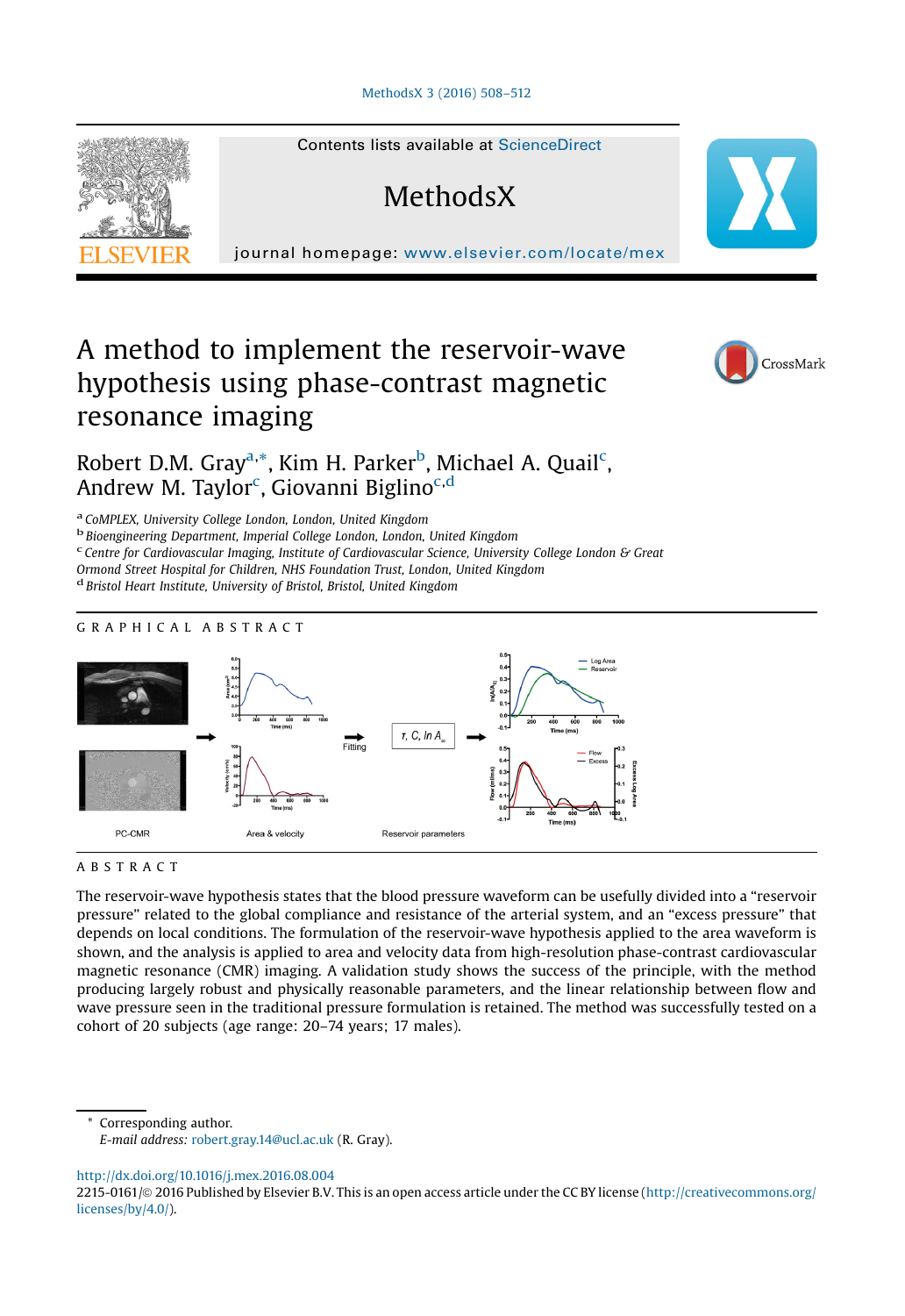# A method to implement the reservoir-wave hypothesis using phase-contrast magnetic resonance imaging

Robert D.M. Gray[a,*], Kim H. Parker[b], Michael A. Quail[c], Andrew M. Taylor[c], Giovanni Biglino[c,d]

[a] CoMPLEX, University College London, London, United Kingdom
[b] Bioengineering Department, Imperial College London, London, United Kingdom
[c] Centre for Cardiovascular Imaging, Institute of Cardiovascular Science, University College London & Great Ormond Street Hospital for Children, NHS Foundation Trust, London, United Kingdom
[d] Bristol Heart Institute, University of Bristol, Bristol, United Kingdom

## GRAPHICAL ABSTRACT

PC-CMR → Area & velocity → Fitting → $\tau$, $C$, $\ln A_\infty$ → Reservoir parameters

## ABSTRACT

The reservoir-wave hypothesis states that the blood pressure waveform can be usefully divided into a "reservoir pressure" related to the global compliance and resistance of the arterial system, and an "excess pressure" that depends on local conditions. The formulation of the reservoir-wave hypothesis applied to the area waveform is shown, and the analysis is applied to area and velocity data from high-resolution phase-contrast cardiovascular magnetic resonance (CMR) imaging. A validation study shows the success of the principle, with the method producing largely robust and physically reasonable parameters, and the linear relationship between flow and wave pressure seen in the traditional pressure formulation is retained. The method was successfully tested on a cohort of 20 subjects (age range: 20–74 years; 17 males).

---

* Corresponding author.
*E-mail address:* robert.gray.14@ucl.ac.uk (R. Gray).

http://dx.doi.org/10.1016/j.mex.2016.08.004
2215-0161/© 2016 Published by Elsevier B.V. This is an open access article under the CC BY license (http://creativecommons.org/licenses/by/4.0/).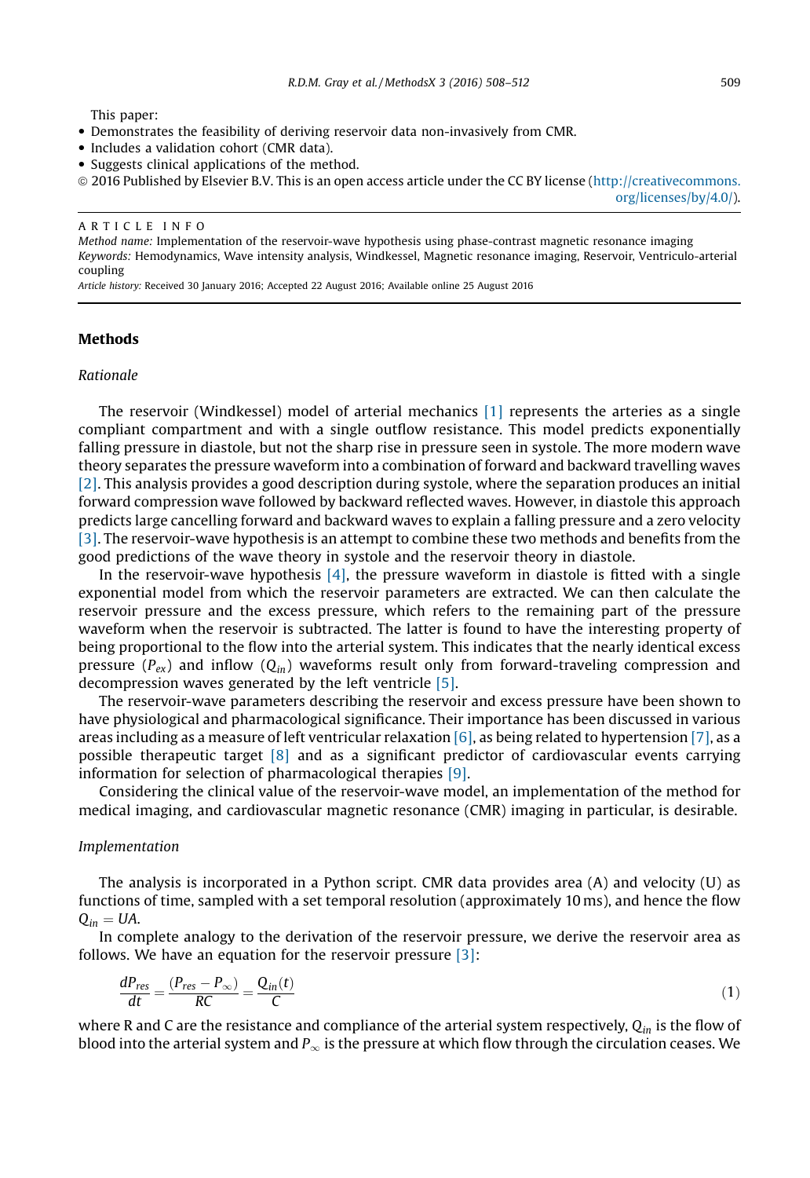This paper:

- Demonstrates the feasibility of deriving reservoir data non-invasively from CMR.
- Includes a validation cohort (CMR data).
- Suggests clinical applications of the method.

© 2016 Published by Elsevier B.V. This is an open access article under the CC BY license (http://creativecommons.org/licenses/by/4.0/).

ARTICLE INFO

*Method name:* Implementation of the reservoir-wave hypothesis using phase-contrast magnetic resonance imaging
*Keywords:* Hemodynamics, Wave intensity analysis, Windkessel, Magnetic resonance imaging, Reservoir, Ventriculo-arterial coupling
*Article history:* Received 30 January 2016; Accepted 22 August 2016; Available online 25 August 2016

## Methods

### *Rationale*

The reservoir (Windkessel) model of arterial mechanics [1] represents the arteries as a single compliant compartment and with a single outflow resistance. This model predicts exponentially falling pressure in diastole, but not the sharp rise in pressure seen in systole. The more modern wave theory separates the pressure waveform into a combination of forward and backward travelling waves [2]. This analysis provides a good description during systole, where the separation produces an initial forward compression wave followed by backward reflected waves. However, in diastole this approach predicts large cancelling forward and backward waves to explain a falling pressure and a zero velocity [3]. The reservoir-wave hypothesis is an attempt to combine these two methods and benefits from the good predictions of the wave theory in systole and the reservoir theory in diastole.

In the reservoir-wave hypothesis [4], the pressure waveform in diastole is fitted with a single exponential model from which the reservoir parameters are extracted. We can then calculate the reservoir pressure and the excess pressure, which refers to the remaining part of the pressure waveform when the reservoir is subtracted. The latter is found to have the interesting property of being proportional to the flow into the arterial system. This indicates that the nearly identical excess pressure ($P_{ex}$) and inflow ($Q_{in}$) waveforms result only from forward-traveling compression and decompression waves generated by the left ventricle [5].

The reservoir-wave parameters describing the reservoir and excess pressure have been shown to have physiological and pharmacological significance. Their importance has been discussed in various areas including as a measure of left ventricular relaxation [6], as being related to hypertension [7], as a possible therapeutic target [8] and as a significant predictor of cardiovascular events carrying information for selection of pharmacological therapies [9].

Considering the clinical value of the reservoir-wave model, an implementation of the method for medical imaging, and cardiovascular magnetic resonance (CMR) imaging in particular, is desirable.

### *Implementation*

The analysis is incorporated in a Python script. CMR data provides area (A) and velocity (U) as functions of time, sampled with a set temporal resolution (approximately 10 ms), and hence the flow $Q_{in} = UA$.

In complete analogy to the derivation of the reservoir pressure, we derive the reservoir area as follows. We have an equation for the reservoir pressure [3]:

$$\frac{dP_{res}}{dt} = \frac{(P_{res} - P_{\infty})}{RC} = \frac{Q_{in}(t)}{C} \tag{1}$$

where R and C are the resistance and compliance of the arterial system respectively, $Q_{in}$ is the flow of blood into the arterial system and $P_{\infty}$ is the pressure at which flow through the circulation ceases. We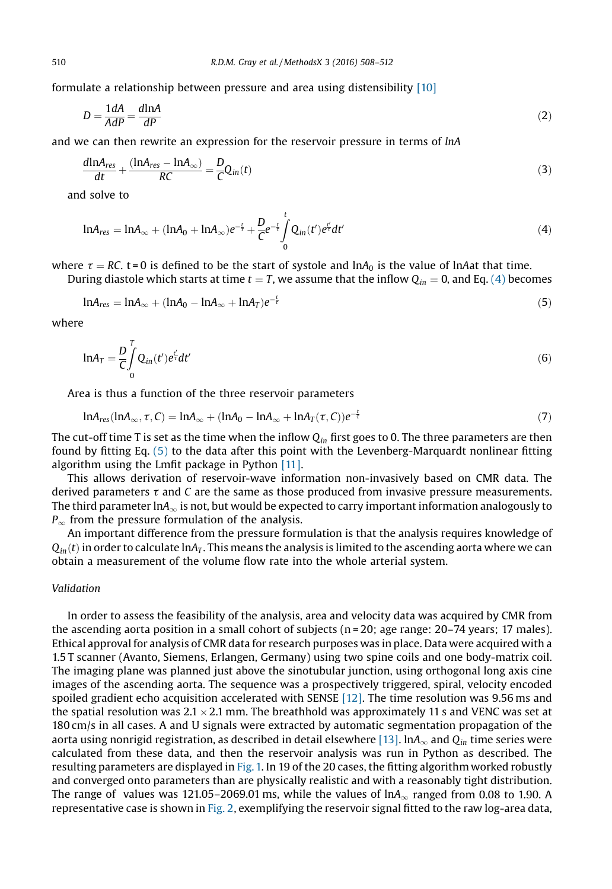formulate a relationship between pressure and area using distensibility [10]

$$D = \frac{1}{A}\frac{dA}{dP} = \frac{d\ln A}{dP} \tag{2}$$

and we can then rewrite an expression for the reservoir pressure in terms of $lnA$

$$\frac{d\ln A_{res}}{dt} + \frac{(\ln A_{res} - \ln A_{\infty})}{RC} = \frac{D}{C}Q_{in}(t) \tag{3}$$

and solve to

$$\ln A_{res} = \ln A_{\infty} + (\ln A_0 + \ln A_{\infty})e^{-\frac{t}{\tau}} + \frac{D}{C}e^{-\frac{t}{\tau}}\int_0^t Q_{in}(t')e^{\frac{t'}{\tau}}dt' \tag{4}$$

where $\tau = RC$. t = 0 is defined to be the start of systole and $\ln A_0$ is the value of $\ln A$at that time.

During diastole which starts at time $t = T$, we assume that the inflow $Q_{in} = 0$, and Eq. (4) becomes

$$\ln A_{res} = \ln A_{\infty} + (\ln A_0 - \ln A_{\infty} + \ln A_T)e^{-\frac{t}{\tau}} \tag{5}$$

where

$$\ln A_T = \frac{D}{C}\int_0^T Q_{in}(t')e^{\frac{t'}{\tau}}dt' \tag{6}$$

Area is thus a function of the three reservoir parameters

$$\ln A_{res}(\ln A_{\infty}, \tau, C) = \ln A_{\infty} + (\ln A_0 - \ln A_{\infty} + \ln A_T(\tau, C))e^{-\frac{t}{\tau}} \tag{7}$$

The cut-off time T is set as the time when the inflow $Q_{in}$ first goes to 0. The three parameters are then found by fitting Eq. (5) to the data after this point with the Levenberg-Marquardt nonlinear fitting algorithm using the Lmfit package in Python [11].

This allows derivation of reservoir-wave information non-invasively based on CMR data. The derived parameters $\tau$ and $C$ are the same as those produced from invasive pressure measurements. The third parameter $\ln A_{\infty}$ is not, but would be expected to carry important information analogously to $P_{\infty}$ from the pressure formulation of the analysis.

An important difference from the pressure formulation is that the analysis requires knowledge of $Q_{in}(t)$ in order to calculate $\ln A_T$. This means the analysis is limited to the ascending aorta where we can obtain a measurement of the volume flow rate into the whole arterial system.

*Validation*

In order to assess the feasibility of the analysis, area and velocity data was acquired by CMR from the ascending aorta position in a small cohort of subjects (n = 20; age range: 20–74 years; 17 males). Ethical approval for analysis of CMR data for research purposes was in place. Data were acquired with a 1.5 T scanner (Avanto, Siemens, Erlangen, Germany) using two spine coils and one body-matrix coil. The imaging plane was planned just above the sinotubular junction, using orthogonal long axis cine images of the ascending aorta. The sequence was a prospectively triggered, spiral, velocity encoded spoiled gradient echo acquisition accelerated with SENSE [12]. The time resolution was 9.56 ms and the spatial resolution was 2.1 × 2.1 mm. The breathhold was approximately 11 s and VENC was set at 180 cm/s in all cases. A and U signals were extracted by automatic segmentation propagation of the aorta using nonrigid registration, as described in detail elsewhere [13]. $\ln A_{\infty}$ and $Q_{in}$ time series were calculated from these data, and then the reservoir analysis was run in Python as described. The resulting parameters are displayed in Fig. 1. In 19 of the 20 cases, the fitting algorithm worked robustly and converged onto parameters than are physically realistic and with a reasonably tight distribution. The range of values was 121.05–2069.01 ms, while the values of $\ln A_{\infty}$ ranged from 0.08 to 1.90. A representative case is shown in Fig. 2, exemplifying the reservoir signal fitted to the raw log-area data,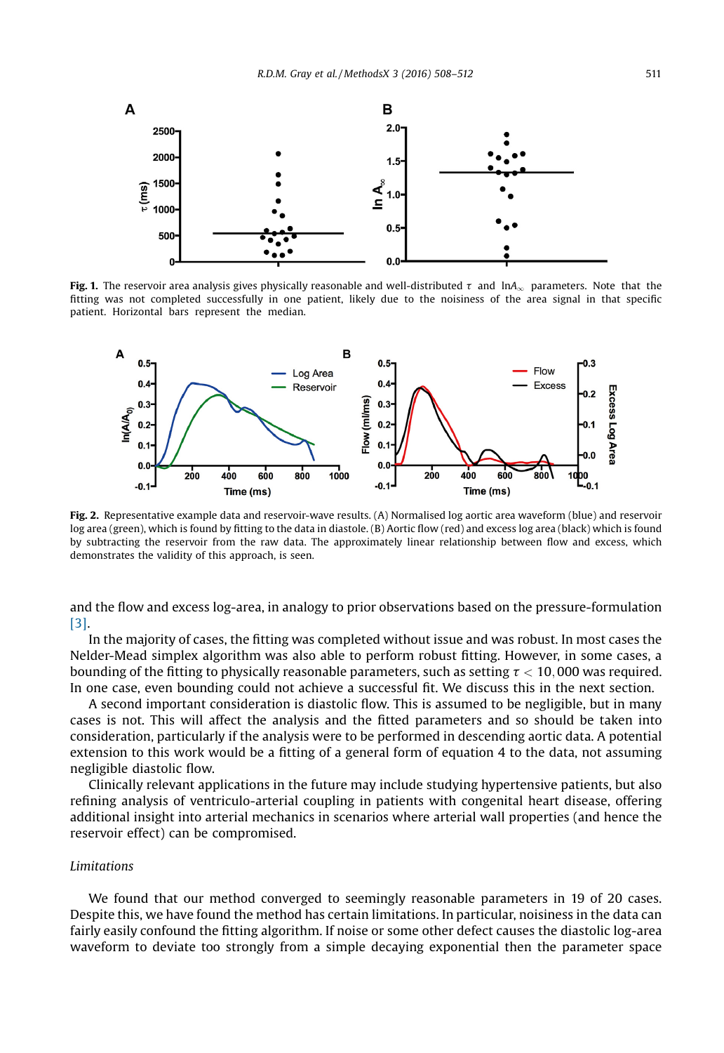**Fig. 1.** The reservoir area analysis gives physically reasonable and well-distributed $\tau$ and $\ln A_\infty$ parameters. Note that the fitting was not completed successfully in one patient, likely due to the noisiness of the area signal in that specific patient. Horizontal bars represent the median.

**Fig. 2.** Representative example data and reservoir-wave results. (A) Normalised log aortic area waveform (blue) and reservoir log area (green), which is found by fitting to the data in diastole. (B) Aortic flow (red) and excess log area (black) which is found by subtracting the reservoir from the raw data. The approximately linear relationship between flow and excess, which demonstrates the validity of this approach, is seen.

and the flow and excess log-area, in analogy to prior observations based on the pressure-formulation [3].

In the majority of cases, the fitting was completed without issue and was robust. In most cases the Nelder-Mead simplex algorithm was also able to perform robust fitting. However, in some cases, a bounding of the fitting to physically reasonable parameters, such as setting $\tau < 10,000$ was required. In one case, even bounding could not achieve a successful fit. We discuss this in the next section.

A second important consideration is diastolic flow. This is assumed to be negligible, but in many cases is not. This will affect the analysis and the fitted parameters and so should be taken into consideration, particularly if the analysis were to be performed in descending aortic data. A potential extension to this work would be a fitting of a general form of equation 4 to the data, not assuming negligible diastolic flow.

Clinically relevant applications in the future may include studying hypertensive patients, but also refining analysis of ventriculo-arterial coupling in patients with congenital heart disease, offering additional insight into arterial mechanics in scenarios where arterial wall properties (and hence the reservoir effect) can be compromised.

*Limitations*

We found that our method converged to seemingly reasonable parameters in 19 of 20 cases. Despite this, we have found the method has certain limitations. In particular, noisiness in the data can fairly easily confound the fitting algorithm. If noise or some other defect causes the diastolic log-area waveform to deviate too strongly from a simple decaying exponential then the parameter space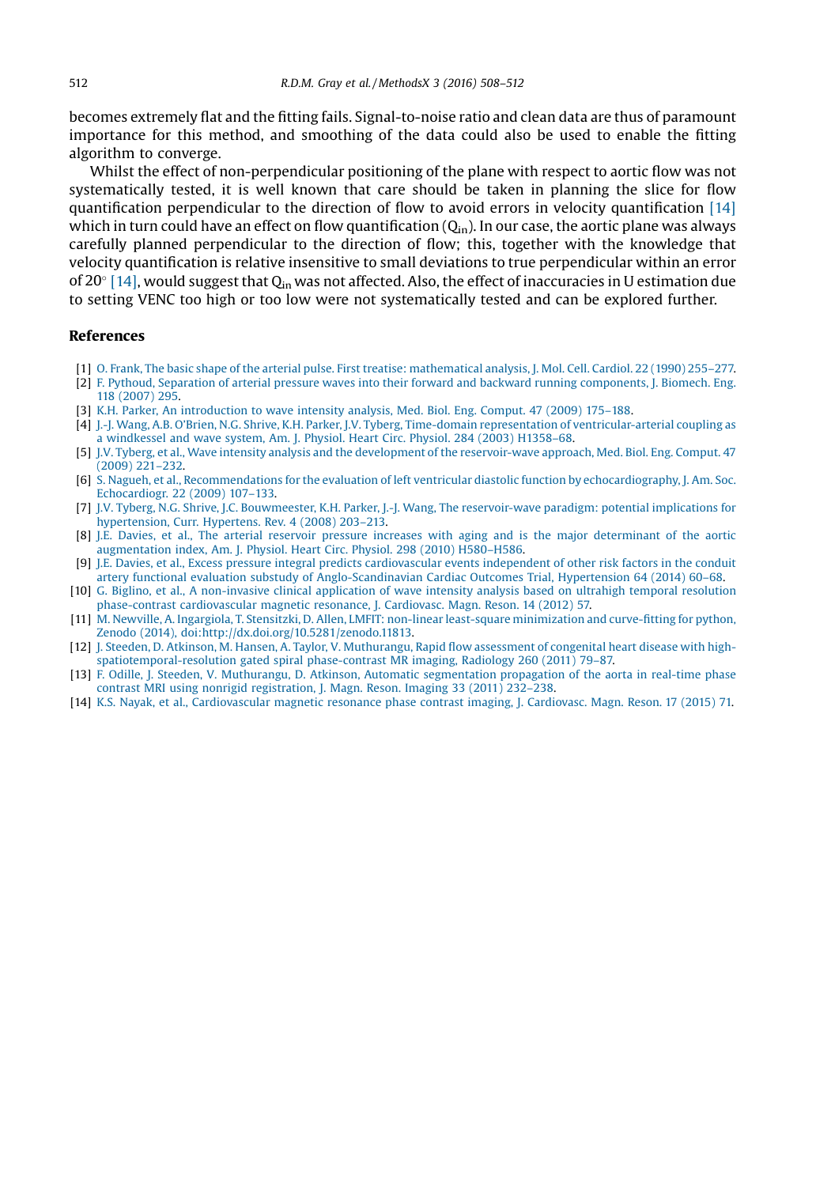becomes extremely flat and the fitting fails. Signal-to-noise ratio and clean data are thus of paramount importance for this method, and smoothing of the data could also be used to enable the fitting algorithm to converge.

Whilst the effect of non-perpendicular positioning of the plane with respect to aortic flow was not systematically tested, it is well known that care should be taken in planning the slice for flow quantification perpendicular to the direction of flow to avoid errors in velocity quantification [14] which in turn could have an effect on flow quantification ($Q_{in}$). In our case, the aortic plane was always carefully planned perpendicular to the direction of flow; this, together with the knowledge that velocity quantification is relative insensitive to small deviations to true perpendicular within an error of 20° [14], would suggest that $Q_{in}$ was not affected. Also, the effect of inaccuracies in U estimation due to setting VENC too high or too low were not systematically tested and can be explored further.

## References

[1] O. Frank, The basic shape of the arterial pulse. First treatise: mathematical analysis, J. Mol. Cell. Cardiol. 22 (1990) 255–277.

[2] F. Pythoud, Separation of arterial pressure waves into their forward and backward running components, J. Biomech. Eng. 118 (2007) 295.

[3] K.H. Parker, An introduction to wave intensity analysis, Med. Biol. Eng. Comput. 47 (2009) 175–188.

[4] J.-J. Wang, A.B. O'Brien, N.G. Shrive, K.H. Parker, J.V. Tyberg, Time-domain representation of ventricular-arterial coupling as a windkessel and wave system, Am. J. Physiol. Heart Circ. Physiol. 284 (2003) H1358–68.

[5] J.V. Tyberg, et al., Wave intensity analysis and the development of the reservoir-wave approach, Med. Biol. Eng. Comput. 47 (2009) 221–232.

[6] S. Nagueh, et al., Recommendations for the evaluation of left ventricular diastolic function by echocardiography, J. Am. Soc. Echocardiogr. 22 (2009) 107–133.

[7] J.V. Tyberg, N.G. Shrive, J.C. Bouwmeester, K.H. Parker, J.-J. Wang, The reservoir-wave paradigm: potential implications for hypertension, Curr. Hypertens. Rev. 4 (2008) 203–213.

[8] J.E. Davies, et al., The arterial reservoir pressure increases with aging and is the major determinant of the aortic augmentation index, Am. J. Physiol. Heart Circ. Physiol. 298 (2010) H580–H586.

[9] J.E. Davies, et al., Excess pressure integral predicts cardiovascular events independent of other risk factors in the conduit artery functional evaluation substudy of Anglo-Scandinavian Cardiac Outcomes Trial, Hypertension 64 (2014) 60–68.

[10] G. Biglino, et al., A non-invasive clinical application of wave intensity analysis based on ultrahigh temporal resolution phase-contrast cardiovascular magnetic resonance, J. Cardiovasc. Magn. Reson. 14 (2012) 57.

[11] M. Newville, A. Ingargiola, T. Stensitzki, D. Allen, LMFIT: non-linear least-square minimization and curve-fitting for python, Zenodo (2014), doi:http://dx.doi.org/10.5281/zenodo.11813.

[12] J. Steeden, D. Atkinson, M. Hansen, A. Taylor, V. Muthurangu, Rapid flow assessment of congenital heart disease with high-spatiotemporal-resolution gated spiral phase-contrast MR imaging, Radiology 260 (2011) 79–87.

[13] F. Odille, J. Steeden, V. Muthurangu, D. Atkinson, Automatic segmentation propagation of the aorta in real-time phase contrast MRI using nonrigid registration, J. Magn. Reson. Imaging 33 (2011) 232–238.

[14] K.S. Nayak, et al., Cardiovascular magnetic resonance phase contrast imaging, J. Cardiovasc. Magn. Reson. 17 (2015) 71.